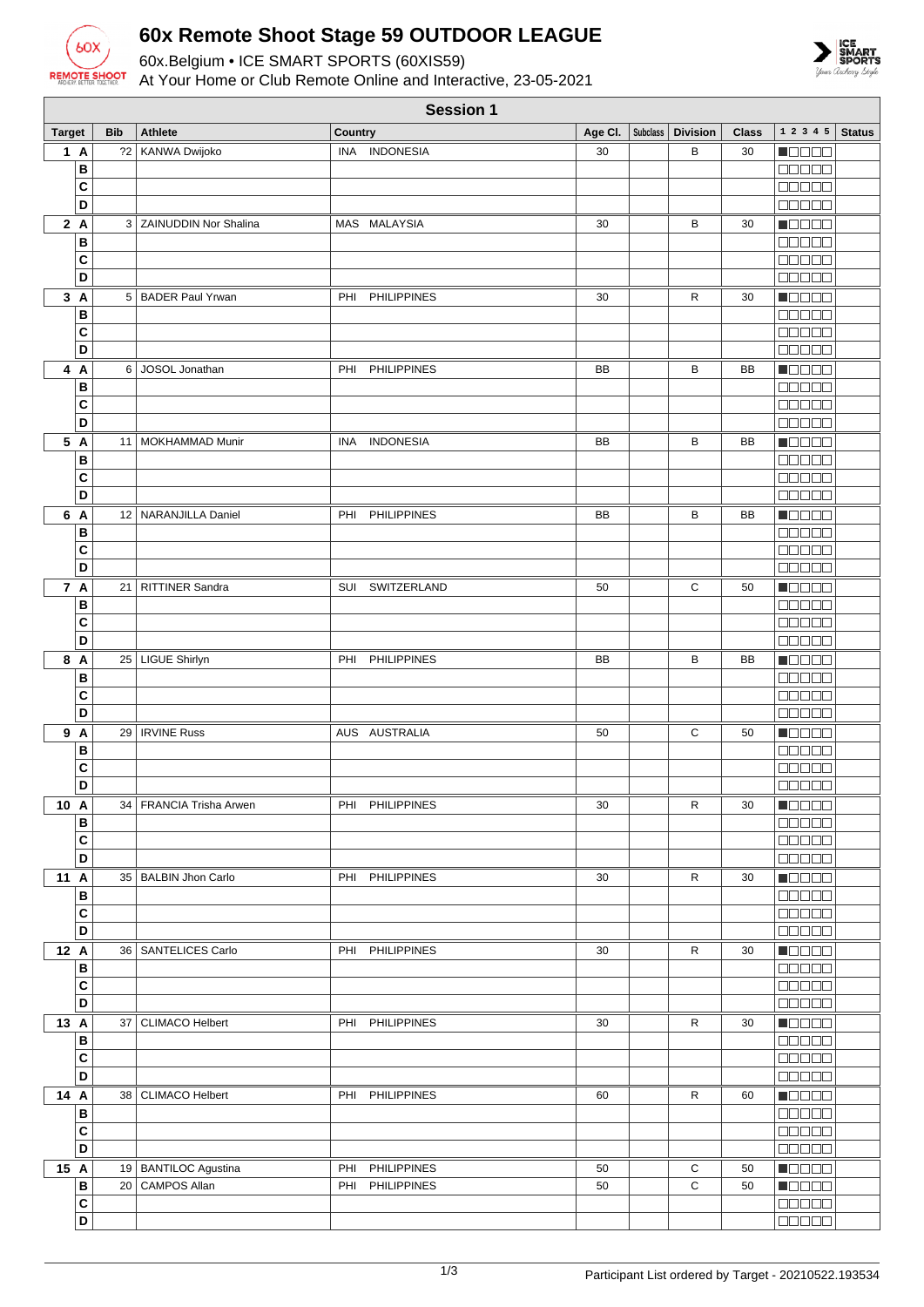# 60x Remote Shoot Stage 59 OUTDOOR LEAGUE

60x.Belgium • ICE SMART SPORTS (60XIS59)

At Your Home or Club Remote Online and Interactive, 23-05-2021

## Session 1

| Target | Bib | Athlete | Country | Age Cl. | Subclass | Division | Class | 1 2 3 4 5 | Status |
|---|---|---|---|---|---|---|---|---|---|
| 1 A | ?2 | KANWA Dwijoko | INA INDONESIA | 30 | | B | 30 | ■□□□□ | |
| B | | | | | | | | □□□□□ | |
| C | | | | | | | | □□□□□ | |
| D | | | | | | | | □□□□□ | |
| 2 A | 3 | ZAINUDDIN Nor Shalina | MAS MALAYSIA | 30 | | B | 30 | ■□□□□ | |
| B | | | | | | | | □□□□□ | |
| C | | | | | | | | □□□□□ | |
| D | | | | | | | | □□□□□ | |
| 3 A | 5 | BADER Paul Yrwan | PHI PHILIPPINES | 30 | | R | 30 | ■□□□□ | |
| B | | | | | | | | □□□□□ | |
| C | | | | | | | | □□□□□ | |
| D | | | | | | | | □□□□□ | |
| 4 A | 6 | JOSOL Jonathan | PHI PHILIPPINES | BB | | B | BB | ■□□□□ | |
| B | | | | | | | | □□□□□ | |
| C | | | | | | | | □□□□□ | |
| D | | | | | | | | □□□□□ | |
| 5 A | 11 | MOKHAMMAD Munir | INA INDONESIA | BB | | B | BB | ■□□□□ | |
| B | | | | | | | | □□□□□ | |
| C | | | | | | | | □□□□□ | |
| D | | | | | | | | □□□□□ | |
| 6 A | 12 | NARANJILLA Daniel | PHI PHILIPPINES | BB | | B | BB | ■□□□□ | |
| B | | | | | | | | □□□□□ | |
| C | | | | | | | | □□□□□ | |
| D | | | | | | | | □□□□□ | |
| 7 A | 21 | RITTINER Sandra | SUI SWITZERLAND | 50 | | C | 50 | ■□□□□ | |
| B | | | | | | | | □□□□□ | |
| C | | | | | | | | □□□□□ | |
| D | | | | | | | | □□□□□ | |
| 8 A | 25 | LIGUE Shirlyn | PHI PHILIPPINES | BB | | B | BB | ■□□□□ | |
| B | | | | | | | | □□□□□ | |
| C | | | | | | | | □□□□□ | |
| D | | | | | | | | □□□□□ | |
| 9 A | 29 | IRVINE Russ | AUS AUSTRALIA | 50 | | C | 50 | ■□□□□ | |
| B | | | | | | | | □□□□□ | |
| C | | | | | | | | □□□□□ | |
| D | | | | | | | | □□□□□ | |
| 10 A | 34 | FRANCIA Trisha Arwen | PHI PHILIPPINES | 30 | | R | 30 | ■□□□□ | |
| B | | | | | | | | □□□□□ | |
| C | | | | | | | | □□□□□ | |
| D | | | | | | | | □□□□□ | |
| 11 A | 35 | BALBIN Jhon Carlo | PHI PHILIPPINES | 30 | | R | 30 | ■□□□□ | |
| B | | | | | | | | □□□□□ | |
| C | | | | | | | | □□□□□ | |
| D | | | | | | | | □□□□□ | |
| 12 A | 36 | SANTELICES Carlo | PHI PHILIPPINES | 30 | | R | 30 | ■□□□□ | |
| B | | | | | | | | □□□□□ | |
| C | | | | | | | | □□□□□ | |
| D | | | | | | | | □□□□□ | |
| 13 A | 37 | CLIMACO Helbert | PHI PHILIPPINES | 30 | | R | 30 | ■□□□□ | |
| B | | | | | | | | □□□□□ | |
| C | | | | | | | | □□□□□ | |
| D | | | | | | | | □□□□□ | |
| 14 A | 38 | CLIMACO Helbert | PHI PHILIPPINES | 60 | | R | 60 | ■□□□□ | |
| B | | | | | | | | □□□□□ | |
| C | | | | | | | | □□□□□ | |
| D | | | | | | | | □□□□□ | |
| 15 A | 19 | BANTILOC Agustina | PHI PHILIPPINES | 50 | | C | 50 | ■□□□□ | |
| B | 20 | CAMPOS Allan | PHI PHILIPPINES | 50 | | C | 50 | ■□□□□ | |
| C | | | | | | | | □□□□□ | |
| D | | | | | | | | □□□□□ | |

Participant List ordered by Target - 20210522.193534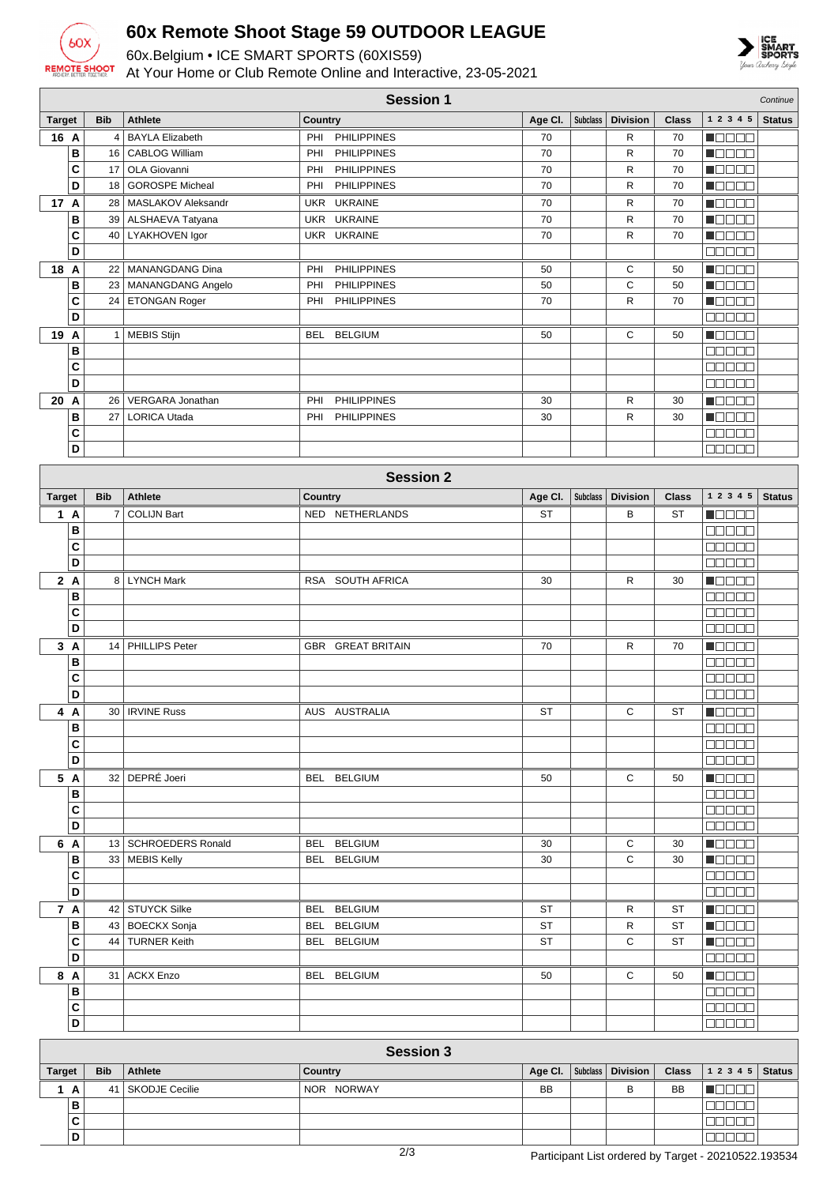# 60x Remote Shoot Stage 59 OUTDOOR LEAGUE

60x.Belgium • ICE SMART SPORTS (60XIS59)

At Your Home or Club Remote Online and Interactive, 23-05-2021

## Session 1

*Continue*

| Target | | Bib | Athlete | Country | | Age Cl. | Subclass | Division | Class | 1 2 3 4 5 | Status |
|---|---|---|---|---|---|---|---|---|---|---|---|
| 16 | A | 4 | BAYLA Elizabeth | PHI | PHILIPPINES | 70 | | R | 70 | ■□□□□ | |
| | B | 16 | CABLOG William | PHI | PHILIPPINES | 70 | | R | 70 | ■□□□□ | |
| | C | 17 | OLA Giovanni | PHI | PHILIPPINES | 70 | | R | 70 | ■□□□□ | |
| | D | 18 | GOROSPE Micheal | PHI | PHILIPPINES | 70 | | R | 70 | ■□□□□ | |
| 17 | A | 28 | MASLAKOV Aleksandr | UKR | UKRAINE | 70 | | R | 70 | ■□□□□ | |
| | B | 39 | ALSHAEVA Tatyana | UKR | UKRAINE | 70 | | R | 70 | ■□□□□ | |
| | C | 40 | LYAKHOVEN Igor | UKR | UKRAINE | 70 | | R | 70 | ■□□□□ | |
| | D | | | | | | | | | □□□□□ | |
| 18 | A | 22 | MANANGDANG Dina | PHI | PHILIPPINES | 50 | | C | 50 | ■□□□□ | |
| | B | 23 | MANANGDANG Angelo | PHI | PHILIPPINES | 50 | | C | 50 | ■□□□□ | |
| | C | 24 | ETONGAN Roger | PHI | PHILIPPINES | 70 | | R | 70 | ■□□□□ | |
| | D | | | | | | | | | □□□□□ | |
| 19 | A | 1 | MEBIS Stijn | BEL | BELGIUM | 50 | | C | 50 | ■□□□□ | |
| | B | | | | | | | | | □□□□□ | |
| | C | | | | | | | | | □□□□□ | |
| | D | | | | | | | | | □□□□□ | |
| 20 | A | 26 | VERGARA Jonathan | PHI | PHILIPPINES | 30 | | R | 30 | ■□□□□ | |
| | B | 27 | LORICA Utada | PHI | PHILIPPINES | 30 | | R | 30 | ■□□□□ | |
| | C | | | | | | | | | □□□□□ | |
| | D | | | | | | | | | □□□□□ | |

## Session 2

| Target | | Bib | Athlete | Country | | Age Cl. | Subclass | Division | Class | 1 2 3 4 5 | Status |
|---|---|---|---|---|---|---|---|---|---|---|---|
| 1 | A | 7 | COLIJN Bart | NED | NETHERLANDS | ST | | B | ST | ■□□□□ | |
| | B | | | | | | | | | □□□□□ | |
| | C | | | | | | | | | □□□□□ | |
| | D | | | | | | | | | □□□□□ | |
| 2 | A | 8 | LYNCH Mark | RSA | SOUTH AFRICA | 30 | | R | 30 | ■□□□□ | |
| | B | | | | | | | | | □□□□□ | |
| | C | | | | | | | | | □□□□□ | |
| | D | | | | | | | | | □□□□□ | |
| 3 | A | 14 | PHILLIPS Peter | GBR | GREAT BRITAIN | 70 | | R | 70 | ■□□□□ | |
| | B | | | | | | | | | □□□□□ | |
| | C | | | | | | | | | □□□□□ | |
| | D | | | | | | | | | □□□□□ | |
| 4 | A | 30 | IRVINE Russ | AUS | AUSTRALIA | ST | | C | ST | ■□□□□ | |
| | B | | | | | | | | | □□□□□ | |
| | C | | | | | | | | | □□□□□ | |
| | D | | | | | | | | | □□□□□ | |
| 5 | A | 32 | DEPRÉ Joeri | BEL | BELGIUM | 50 | | C | 50 | ■□□□□ | |
| | B | | | | | | | | | □□□□□ | |
| | C | | | | | | | | | □□□□□ | |
| | D | | | | | | | | | □□□□□ | |
| 6 | A | 13 | SCHROEDERS Ronald | BEL | BELGIUM | 30 | | C | 30 | ■□□□□ | |
| | B | 33 | MEBIS Kelly | BEL | BELGIUM | 30 | | C | 30 | ■□□□□ | |
| | C | | | | | | | | | □□□□□ | |
| | D | | | | | | | | | □□□□□ | |
| 7 | A | 42 | STUYCK Silke | BEL | BELGIUM | ST | | R | ST | ■□□□□ | |
| | B | 43 | BOECKX Sonja | BEL | BELGIUM | ST | | R | ST | ■□□□□ | |
| | C | 44 | TURNER Keith | BEL | BELGIUM | ST | | C | ST | ■□□□□ | |
| | D | | | | | | | | | □□□□□ | |
| 8 | A | 31 | ACKX Enzo | BEL | BELGIUM | 50 | | C | 50 | ■□□□□ | |
| | B | | | | | | | | | □□□□□ | |
| | C | | | | | | | | | □□□□□ | |
| | D | | | | | | | | | □□□□□ | |

## Session 3

| Target | | Bib | Athlete | Country | | Age Cl. | Subclass | Division | Class | 1 2 3 4 5 | Status |
|---|---|---|---|---|---|---|---|---|---|---|---|
| 1 | A | 41 | SKODJE Cecilie | NOR | NORWAY | BB | | B | BB | ■□□□□ | |
| | B | | | | | | | | | □□□□□ | |
| | C | | | | | | | | | □□□□□ | |
| | D | | | | | | | | | □□□□□ | |

Participant List ordered by Target - 20210522.193534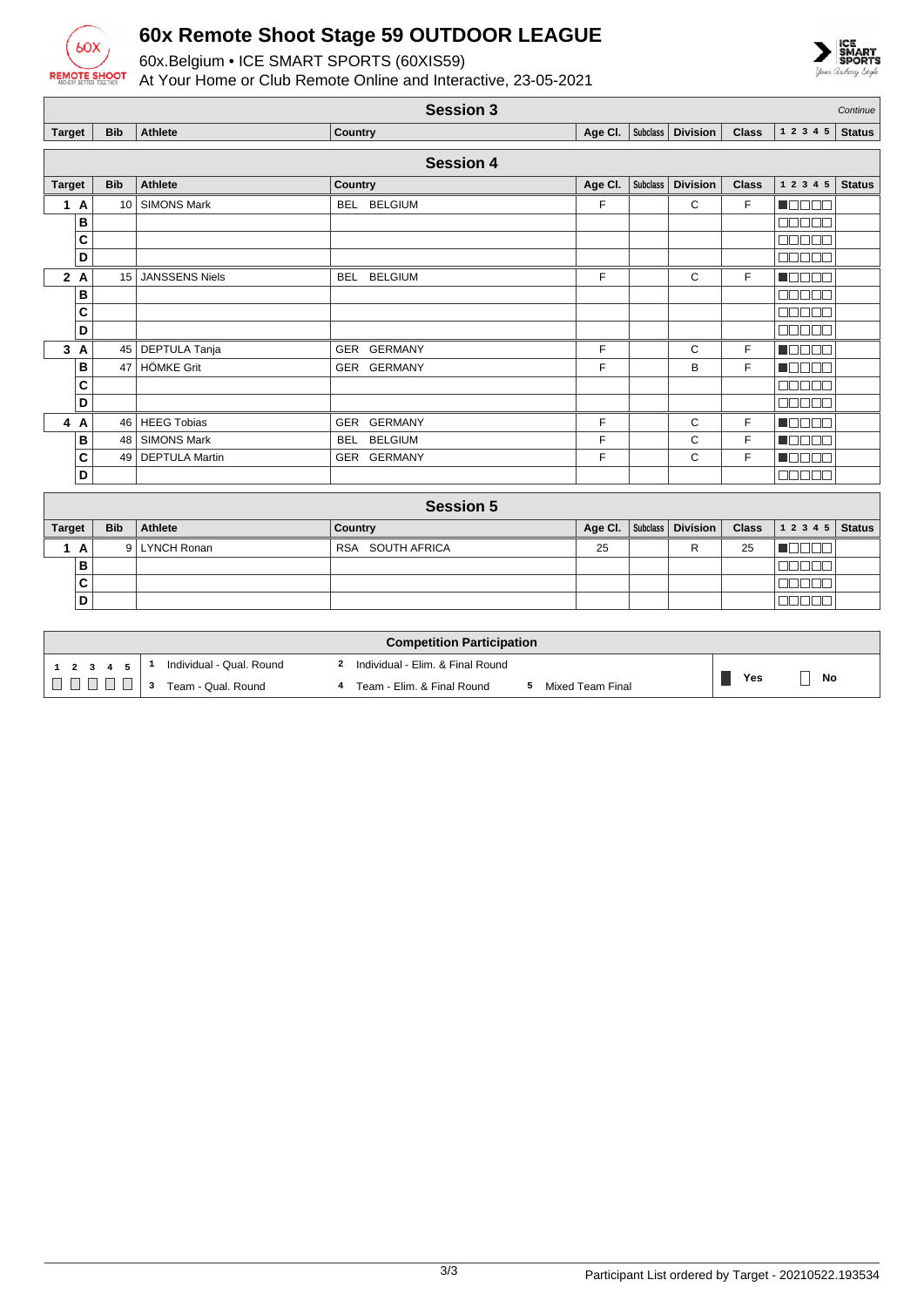# 60x Remote Shoot Stage 59 OUTDOOR LEAGUE

60x.Belgium • ICE SMART SPORTS (60XIS59)

At Your Home or Club Remote Online and Interactive, 23-05-2021

## Session 3

*Continue*

| Target | Bib | Athlete | Country | Age Cl. | Subclass | Division | Class | 1 2 3 4 5 | Status |
|---|---|---|---|---|---|---|---|---|---|

## Session 4

| Target | Bib | Athlete | Country | Age Cl. | Subclass | Division | Class | 1 2 3 4 5 | Status |
|---|---|---|---|---|---|---|---|---|---|
| 1 A | 10 | SIMONS Mark | BEL BELGIUM | F | | C | F | ■□□□□ | |
| B | | | | | | | | □□□□□ | |
| C | | | | | | | | □□□□□ | |
| D | | | | | | | | □□□□□ | |
| 2 A | 15 | JANSSENS Niels | BEL BELGIUM | F | | C | F | ■□□□□ | |
| B | | | | | | | | □□□□□ | |
| C | | | | | | | | □□□□□ | |
| D | | | | | | | | □□□□□ | |
| 3 A | 45 | DEPTULA Tanja | GER GERMANY | F | | C | F | ■□□□□ | |
| B | 47 | HÖMKE Grit | GER GERMANY | F | | B | F | ■□□□□ | |
| C | | | | | | | | □□□□□ | |
| D | | | | | | | | □□□□□ | |
| 4 A | 46 | HEEG Tobias | GER GERMANY | F | | C | F | ■□□□□ | |
| B | 48 | SIMONS Mark | BEL BELGIUM | F | | C | F | ■□□□□ | |
| C | 49 | DEPTULA Martin | GER GERMANY | F | | C | F | ■□□□□ | |
| D | | | | | | | | □□□□□ | |

## Session 5

| Target | Bib | Athlete | Country | Age Cl. | Subclass | Division | Class | 1 2 3 4 5 | Status |
|---|---|---|---|---|---|---|---|---|---|
| 1 A | 9 | LYNCH Ronan | RSA SOUTH AFRICA | 25 | | R | 25 | ■□□□□ | |
| B | | | | | | | | □□□□□ | |
| C | | | | | | | | □□□□□ | |
| D | | | | | | | | □□□□□ | |

## Competition Participation

| 1 2 3 4 5 | | | | |
|---|---|---|---|---|
| □□□□□ | 1 Individual - Qual. Round | 2 Individual - Elim. & Final Round | | ■ Yes □ No |
| | 3 Team - Qual. Round | 4 Team - Elim. & Final Round | 5 Mixed Team Final | |

Participant List ordered by Target - 20210522.193534